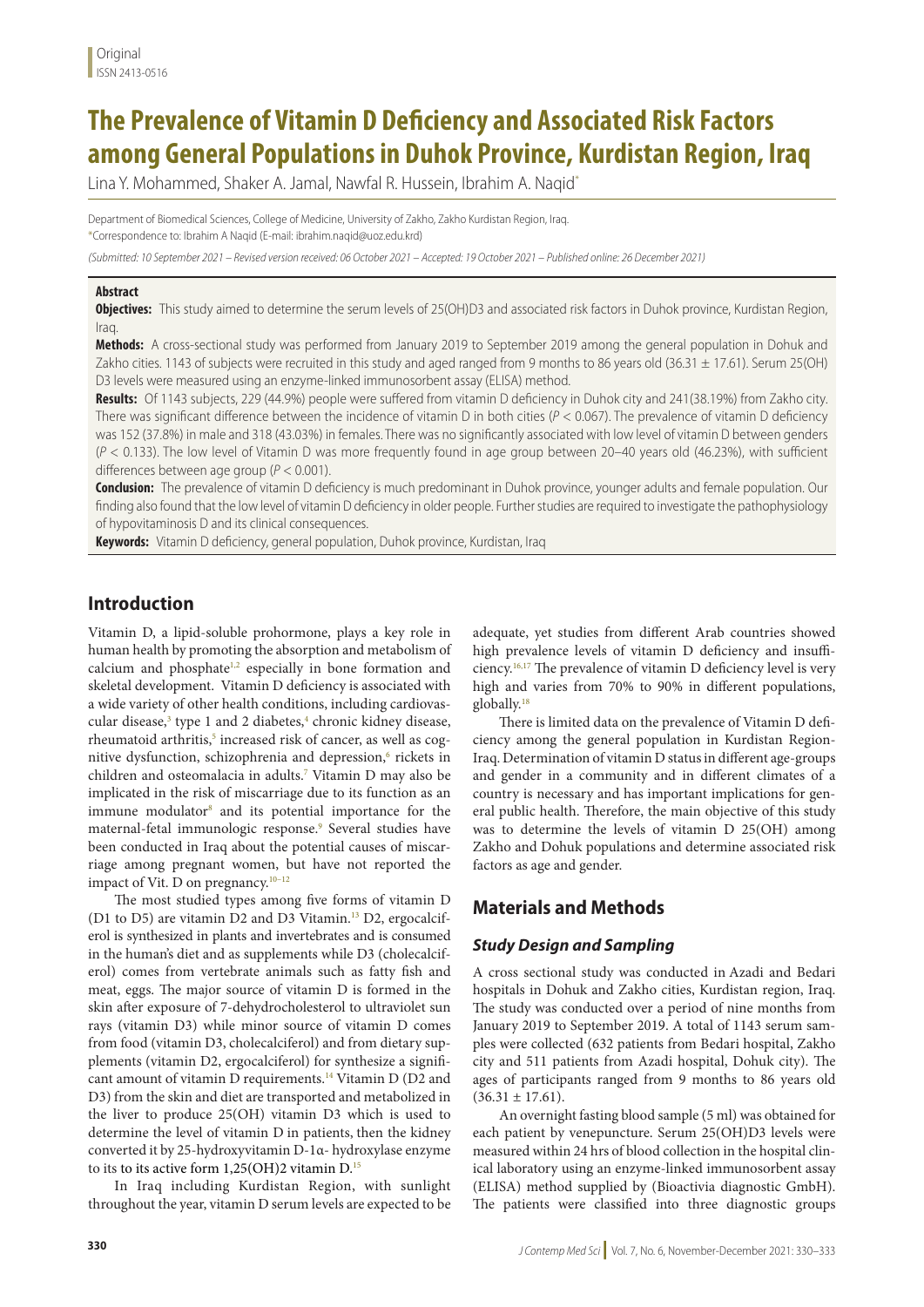Original
ISSN 2413-0516

# The Prevalence of Vitamin D Deficiency and Associated Risk Factors among General Populations in Duhok Province, Kurdistan Region, Iraq

Lina Y. Mohammed, Shaker A. Jamal, Nawfal R. Hussein, Ibrahim A. Naqid*

Department of Biomedical Sciences, College of Medicine, University of Zakho, Zakho Kurdistan Region, Iraq.
*Correspondence to: Ibrahim A Naqid (E-mail: ibrahim.naqid@uoz.edu.krd)

*(Submitted: 10 September 2021 – Revised version received: 06 October 2021 – Accepted: 19 October 2021 – Published online: 26 December 2021)*

## Abstract

**Objectives:** This study aimed to determine the serum levels of 25(OH)D3 and associated risk factors in Duhok province, Kurdistan Region, Iraq.

**Methods:** A cross-sectional study was performed from January 2019 to September 2019 among the general population in Dohuk and Zakho cities. 1143 of subjects were recruited in this study and aged ranged from 9 months to 86 years old (36.31 ± 17.61). Serum 25(OH) D3 levels were measured using an enzyme-linked immunosorbent assay (ELISA) method.

**Results:** Of 1143 subjects, 229 (44.9%) people were suffered from vitamin D deficiency in Duhok city and 241(38.19%) from Zakho city. There was significant difference between the incidence of vitamin D in both cities ($P < 0.067$). The prevalence of vitamin D deficiency was 152 (37.8%) in male and 318 (43.03%) in females. There was no significantly associated with low level of vitamin D between genders ($P < 0.133$). The low level of Vitamin D was more frequently found in age group between 20–40 years old (46.23%), with sufficient differences between age group ($P < 0.001$).

**Conclusion:** The prevalence of vitamin D deficiency is much predominant in Duhok province, younger adults and female population. Our finding also found that the low level of vitamin D deficiency in older people. Further studies are required to investigate the pathophysiology of hypovitaminosis D and its clinical consequences.

**Keywords:** Vitamin D deficiency, general population, Duhok province, Kurdistan, Iraq

## Introduction

Vitamin D, a lipid-soluble prohormone, plays a key role in human health by promoting the absorption and metabolism of calcium and phosphate[1,2] especially in bone formation and skeletal development. Vitamin D deficiency is associated with a wide variety of other health conditions, including cardiovascular disease,[3] type 1 and 2 diabetes,[4] chronic kidney disease, rheumatoid arthritis,[5] increased risk of cancer, as well as cognitive dysfunction, schizophrenia and depression,[6] rickets in children and osteomalacia in adults.[7] Vitamin D may also be implicated in the risk of miscarriage due to its function as an immune modulator[8] and its potential importance for the maternal-fetal immunologic response.[9] Several studies have been conducted in Iraq about the potential causes of miscarriage among pregnant women, but have not reported the impact of Vit. D on pregnancy.[10–12]

The most studied types among five forms of vitamin D (D1 to D5) are vitamin D2 and D3 Vitamin.[13] D2, ergocalciferol is synthesized in plants and invertebrates and is consumed in the human's diet and as supplements while D3 (cholecalciferol) comes from vertebrate animals such as fatty fish and meat, eggs. The major source of vitamin D is formed in the skin after exposure of 7-dehydrocholesterol to ultraviolet sun rays (vitamin D3) while minor source of vitamin D comes from food (vitamin D3, cholecalciferol) and from dietary supplements (vitamin D2, ergocalciferol) for synthesize a significant amount of vitamin D requirements.[14] Vitamin D (D2 and D3) from the skin and diet are transported and metabolized in the liver to produce 25(OH) vitamin D3 which is used to determine the level of vitamin D in patients, then the kidney converted it by 25-hydroxyvitamin D-1α- hydroxylase enzyme to its to its active form 1,25(OH)2 vitamin D.[15]

In Iraq including Kurdistan Region, with sunlight throughout the year, vitamin D serum levels are expected to be adequate, yet studies from different Arab countries showed high prevalence levels of vitamin D deficiency and insufficiency.[16,17] The prevalence of vitamin D deficiency level is very high and varies from 70% to 90% in different populations, globally.[18]

There is limited data on the prevalence of Vitamin D deficiency among the general population in Kurdistan Region-Iraq. Determination of vitamin D status in different age-groups and gender in a community and in different climates of a country is necessary and has important implications for general public health. Therefore, the main objective of this study was to determine the levels of vitamin D 25(OH) among Zakho and Dohuk populations and determine associated risk factors as age and gender.

## Materials and Methods

### Study Design and Sampling

A cross sectional study was conducted in Azadi and Bedari hospitals in Dohuk and Zakho cities, Kurdistan region, Iraq. The study was conducted over a period of nine months from January 2019 to September 2019. A total of 1143 serum samples were collected (632 patients from Bedari hospital, Zakho city and 511 patients from Azadi hospital, Dohuk city). The ages of participants ranged from 9 months to 86 years old (36.31 ± 17.61).

An overnight fasting blood sample (5 ml) was obtained for each patient by venepuncture. Serum 25(OH)D3 levels were measured within 24 hrs of blood collection in the hospital clinical laboratory using an enzyme-linked immunosorbent assay (ELISA) method supplied by (Bioactivia diagnostic GmbH). The patients were classified into three diagnostic groups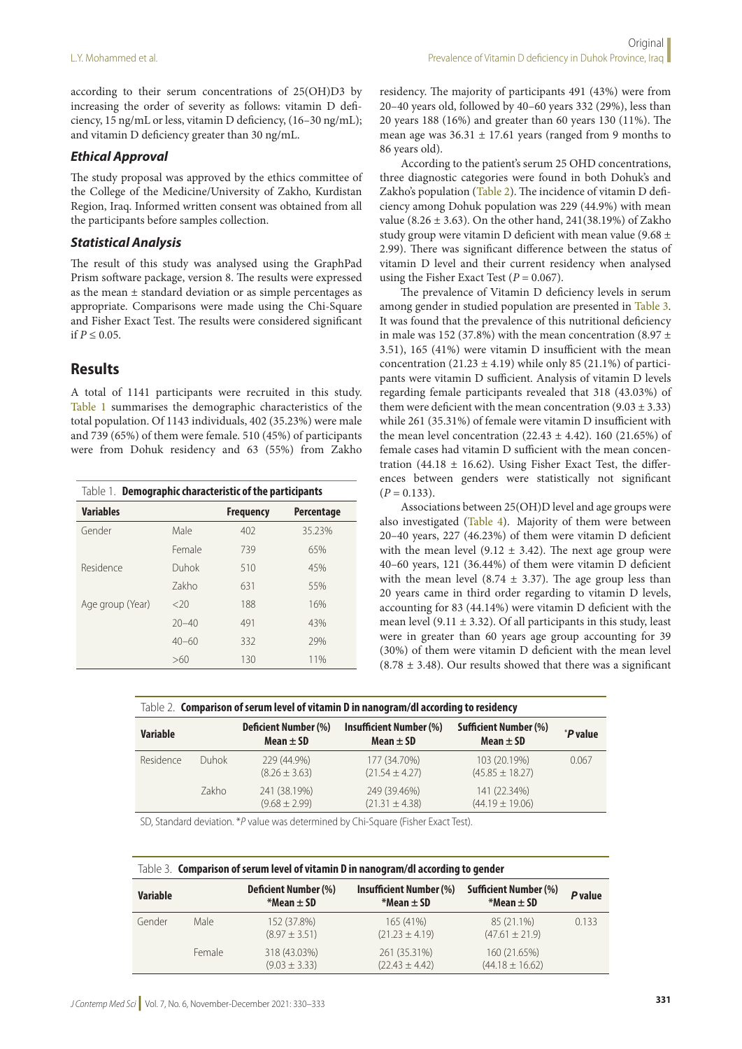according to their serum concentrations of 25(OH)D3 by increasing the order of severity as follows: vitamin D deficiency, 15 ng/mL or less, vitamin D deficiency, (16–30 ng/mL); and vitamin D deficiency greater than 30 ng/mL.

### *Ethical Approval*

The study proposal was approved by the ethics committee of the College of the Medicine/University of Zakho, Kurdistan Region, Iraq. Informed written consent was obtained from all the participants before samples collection.

### *Statistical Analysis*

The result of this study was analysed using the GraphPad Prism software package, version 8. The results were expressed as the mean ± standard deviation or as simple percentages as appropriate. Comparisons were made using the Chi-Square and Fisher Exact Test. The results were considered significant if $P \leq 0.05$.

## Results

A total of 1141 participants were recruited in this study. Table 1 summarises the demographic characteristics of the total population. Of 1143 individuals, 402 (35.23%) were male and 739 (65%) of them were female. 510 (45%) of participants were from Dohuk residency and 63 (55%) from Zakho residency. The majority of participants 491 (43%) were from 20–40 years old, followed by 40–60 years 332 (29%), less than 20 years 188 (16%) and greater than 60 years 130 (11%). The mean age was 36.31 ± 17.61 years (ranged from 9 months to 86 years old).

Table 1. **Demographic characteristic of the participants**

| Variables | | Frequency | Percentage |
|---|---|---|---|
| Gender | Male | 402 | 35.23% |
| | Female | 739 | 65% |
| Residence | Duhok | 510 | 45% |
| | Zakho | 631 | 55% |
| Age group (Year) | <20 | 188 | 16% |
| | 20–40 | 491 | 43% |
| | 40–60 | 332 | 29% |
| | >60 | 130 | 11% |

According to the patient's serum 25 OHD concentrations, three diagnostic categories were found in both Dohuk's and Zakho's population (Table 2). The incidence of vitamin D deficiency among Dohuk population was 229 (44.9%) with mean value (8.26 ± 3.63). On the other hand, 241(38.19%) of Zakho study group were vitamin D deficient with mean value (9.68 ± 2.99). There was significant difference between the status of vitamin D level and their current residency when analysed using the Fisher Exact Test ($P = 0.067$).

The prevalence of Vitamin D deficiency levels in serum among gender in studied population are presented in Table 3. It was found that the prevalence of this nutritional deficiency in male was 152 (37.8%) with the mean concentration (8.97 ± 3.51), 165 (41%) were vitamin D insufficient with the mean concentration (21.23 ± 4.19) while only 85 (21.1%) of participants were vitamin D sufficient. Analysis of vitamin D levels regarding female participants revealed that 318 (43.03%) of them were deficient with the mean concentration (9.03 ± 3.33) while 261 (35.31%) of female were vitamin D insufficient with the mean level concentration (22.43 ± 4.42). 160 (21.65%) of female cases had vitamin D sufficient with the mean concentration (44.18 ± 16.62). Using Fisher Exact Test, the differences between genders were statistically not significant ($P = 0.133$).

Associations between 25(OH)D level and age groups were also investigated (Table 4). Majority of them were between 20–40 years, 227 (46.23%) of them were vitamin D deficient with the mean level (9.12 ± 3.42). The next age group were 40–60 years, 121 (36.44%) of them were vitamin D deficient with the mean level (8.74 ± 3.37). The age group less than 20 years came in third order regarding to vitamin D levels, accounting for 83 (44.14%) were vitamin D deficient with the mean level (9.11 ± 3.32). Of all participants in this study, least were in greater than 60 years age group accounting for 39 (30%) of them were vitamin D deficient with the mean level (8.78 ± 3.48). Our results showed that there was a significant

Table 2. **Comparison of serum level of vitamin D in nanogram/dl according to residency**

| Variable | | Deficient Number (%) Mean ± SD | Insufficient Number (%) Mean ± SD | Sufficient Number (%) Mean ± SD | *P value |
|---|---|---|---|---|---|
| Residence | Duhok | 229 (44.9%) (8.26 ± 3.63) | 177 (34.70%) (21.54 ± 4.27) | 103 (20.19%) (45.85 ± 18.27) | 0.067 |
| | Zakho | 241 (38.19%) (9.68 ± 2.99) | 249 (39.46%) (21.31 ± 4.38) | 141 (22.34%) (44.19 ± 19.06) | |

SD, Standard deviation. *P value was determined by Chi-Square (Fisher Exact Test).

Table 3. **Comparison of serum level of vitamin D in nanogram/dl according to gender**

| Variable | | Deficient Number (%) *Mean ± SD | Insufficient Number (%) *Mean ± SD | Sufficient Number (%) *Mean ± SD | P value |
|---|---|---|---|---|---|
| Gender | Male | 152 (37.8%) (8.97 ± 3.51) | 165 (41%) (21.23 ± 4.19) | 85 (21.1%) (47.61 ± 21.9) | 0.133 |
| | Female | 318 (43.03%) (9.03 ± 3.33) | 261 (35.31%) (22.43 ± 4.42) | 160 (21.65%) (44.18 ± 16.62) | |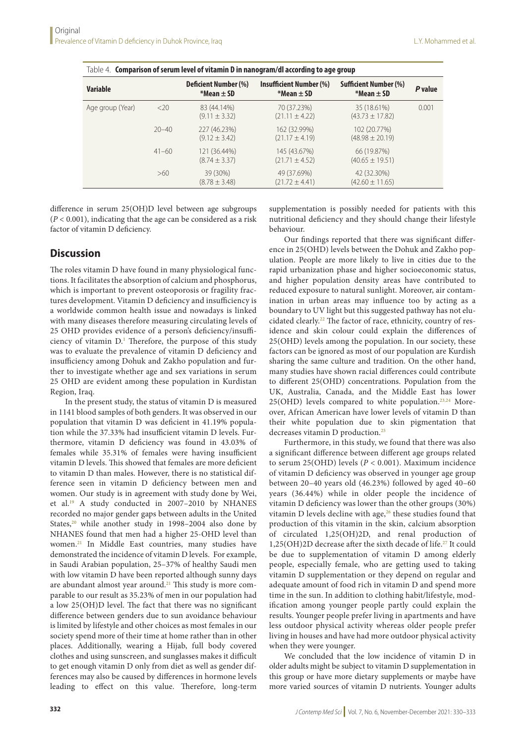Table 4. **Comparison of serum level of vitamin D in nanogram/dl according to age group**

| Variable | | Deficient Number (%) *Mean ± SD | Insufficient Number (%) *Mean ± SD | Sufficient Number (%) *Mean ± SD | *P* value |
|---|---|---|---|---|---|
| Age group (Year) | <20 | 83 (44.14%) (9.11 ± 3.32) | 70 (37.23%) (21.11 ± 4.22) | 35 (18.61%) (43.73 ± 17.82) | 0.001 |
| | 20–40 | 227 (46.23%) (9.12 ± 3.42) | 162 (32.99%) (21.17 ± 4.19) | 102 (20.77%) (48.98 ± 20.19) | |
| | 41–60 | 121 (36.44%) (8.74 ± 3.37) | 145 (43.67%) (21.71 ± 4.52) | 66 (19.87%) (40.65 ± 19.51) | |
| | >60 | 39 (30%) (8.78 ± 3.48) | 49 (37.69%) (21.72 ± 4.41) | 42 (32.30%) (42.60 ± 11.65) | |

difference in serum 25(OH)D level between age subgroups ($P < 0.001$), indicating that the age can be considered as a risk factor of vitamin D deficiency.

## Discussion

The roles vitamin D have found in many physiological functions. It facilitates the absorption of calcium and phosphorus, which is important to prevent osteoporosis or fragility fractures development. Vitamin D deficiency and insufficiency is a worldwide common health issue and nowadays is linked with many diseases therefore measuring circulating levels of 25 OHD provides evidence of a person's deficiency/insufficiency of vitamin D.[1] Therefore, the purpose of this study was to evaluate the prevalence of vitamin D deficiency and insufficiency among Dohuk and Zakho population and further to investigate whether age and sex variations in serum 25 OHD are evident among these population in Kurdistan Region, Iraq.

In the present study, the status of vitamin D is measured in 1141 blood samples of both genders. It was observed in our population that vitamin D was deficient in 41.19% population while the 37.33% had insufficient vitamin D levels. Furthermore, vitamin D deficiency was found in 43.03% of females while 35.31% of females were having insufficient vitamin D levels. This showed that females are more deficient to vitamin D than males. However, there is no statistical difference seen in vitamin D deficiency between men and women. Our study is in agreement with study done by Wei, et al.[19] A study conducted in 2007–2010 by NHANES recorded no major gender gaps between adults in the United States,[20] while another study in 1998–2004 also done by NHANES found that men had a higher 25-OHD level than women.[21] In Middle East countries, many studies have demonstrated the incidence of vitamin D levels. For example, in Saudi Arabian population, 25–37% of healthy Saudi men with low vitamin D have been reported although sunny days are abundant almost year around.[21] This study is more comparable to our result as 35.23% of men in our population had a low 25(OH)D level. The fact that there was no significant difference between genders due to sun avoidance behaviour is limited by lifestyle and other choices as most females in our society spend more of their time at home rather than in other places. Additionally, wearing a Hijab, full body covered clothes and using sunscreen, and sunglasses makes it difficult to get enough vitamin D only from diet as well as gender differences may also be caused by differences in hormone levels leading to effect on this value. Therefore, long-term supplementation is possibly needed for patients with this nutritional deficiency and they should change their lifestyle behaviour.

Our findings reported that there was significant difference in 25(OHD) levels between the Dohuk and Zakho population. People are more likely to live in cities due to the rapid urbanization phase and higher socioeconomic status, and higher population density areas have contributed to reduced exposure to natural sunlight. Moreover, air contamination in urban areas may influence too by acting as a boundary to UV light but this suggested pathway has not elucidated clearly.[22] The factor of race, ethnicity, country of residence and skin colour could explain the differences of 25(OHD) levels among the population. In our society, these factors can be ignored as most of our population are Kurdish sharing the same culture and tradition. On the other hand, many studies have shown racial differences could contribute to different 25(OHD) concentrations. Population from the UK, Australia, Canada, and the Middle East has lower 25(OHD) levels compared to white population.[23,24] Moreover, African American have lower levels of vitamin D than their white population due to skin pigmentation that decreases vitamin D production.[25]

Furthermore, in this study, we found that there was also a significant difference between different age groups related to serum 25(OHD) levels ($P < 0.001$). Maximum incidence of vitamin D deficiency was observed in younger age group between 20–40 years old (46.23%) followed by aged 40–60 years (36.44%) while in older people the incidence of vitamin D deficiency was lower than the other groups (30%) vitamin D levels decline with age,[26] these studies found that production of this vitamin in the skin, calcium absorption of circulated 1,25(OH)2D, and renal production of 1,25(OH)2D decrease after the sixth decade of life.[27] It could be due to supplementation of vitamin D among elderly people, especially female, who are getting used to taking vitamin D supplementation or they depend on regular and adequate amount of food rich in vitamin D and spend more time in the sun. In addition to clothing habit/lifestyle, modification among younger people partly could explain the results. Younger people prefer living in apartments and have less outdoor physical activity whereas older people prefer living in houses and have had more outdoor physical activity when they were younger.

We concluded that the low incidence of vitamin D in older adults might be subject to vitamin D supplementation in this group or have more dietary supplements or maybe have more varied sources of vitamin D nutrients. Younger adults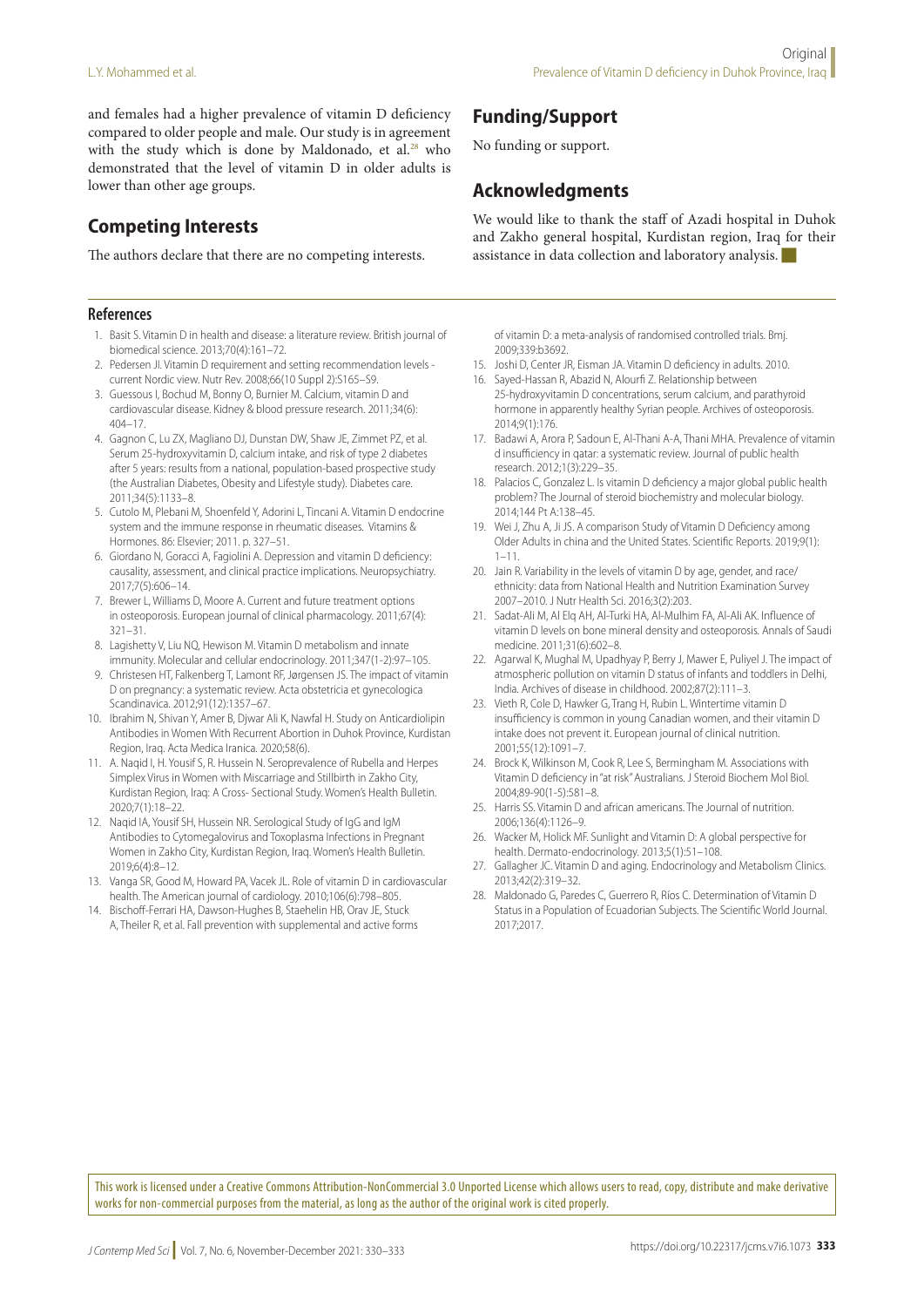and females had a higher prevalence of vitamin D deficiency compared to older people and male. Our study is in agreement with the study which is done by Maldonado, et al.[28] who demonstrated that the level of vitamin D in older adults is lower than other age groups.

## Competing Interests

The authors declare that there are no competing interests.

## Funding/Support

No funding or support.

## Acknowledgments

We would like to thank the staff of Azadi hospital in Duhok and Zakho general hospital, Kurdistan region, Iraq for their assistance in data collection and laboratory analysis.

## References

1. Basit S. Vitamin D in health and disease: a literature review. British journal of biomedical science. 2013;70(4):161–72.
2. Pedersen JI. Vitamin D requirement and setting recommendation levels - current Nordic view. Nutr Rev. 2008;66(10 Suppl 2):S165–S9.
3. Guessous I, Bochud M, Bonny O, Burnier M. Calcium, vitamin D and cardiovascular disease. Kidney & blood pressure research. 2011;34(6): 404–17.
4. Gagnon C, Lu ZX, Magliano DJ, Dunstan DW, Shaw JE, Zimmet PZ, et al. Serum 25-hydroxyvitamin D, calcium intake, and risk of type 2 diabetes after 5 years: results from a national, population-based prospective study (the Australian Diabetes, Obesity and Lifestyle study). Diabetes care. 2011;34(5):1133–8.
5. Cutolo M, Plebani M, Shoenfeld Y, Adorini L, Tincani A. Vitamin D endocrine system and the immune response in rheumatic diseases. Vitamins & Hormones. 86: Elsevier; 2011. p. 327–51.
6. Giordano N, Goracci A, Fagiolini A. Depression and vitamin D deficiency: causality, assessment, and clinical practice implications. Neuropsychiatry. 2017;7(5):606–14.
7. Brewer L, Williams D, Moore A. Current and future treatment options in osteoporosis. European journal of clinical pharmacology. 2011;67(4): 321–31.
8. Lagishetty V, Liu NQ, Hewison M. Vitamin D metabolism and innate immunity. Molecular and cellular endocrinology. 2011;347(1-2):97–105.
9. Christesen HT, Falkenberg T, Lamont RF, Jørgensen JS. The impact of vitamin D on pregnancy: a systematic review. Acta obstetricia et gynecologica Scandinavica. 2012;91(12):1357–67.
10. Ibrahim N, Shivan Y, Amer B, Djwar Ali K, Nawfal H. Study on Anticardiolipin Antibodies in Women With Recurrent Abortion in Duhok Province, Kurdistan Region, Iraq. Acta Medica Iranica. 2020;58(6).
11. A. Naqid I, H. Yousif S, R. Hussein N. Seroprevalence of Rubella and Herpes Simplex Virus in Women with Miscarriage and Stillbirth in Zakho City, Kurdistan Region, Iraq: A Cross- Sectional Study. Women's Health Bulletin. 2020;7(1):18–22.
12. Naqid IA, Yousif SH, Hussein NR. Serological Study of IgG and IgM Antibodies to Cytomegalovirus and Toxoplasma Infections in Pregnant Women in Zakho City, Kurdistan Region, Iraq. Women's Health Bulletin. 2019;6(4):8–12.
13. Vanga SR, Good M, Howard PA, Vacek JL. Role of vitamin D in cardiovascular health. The American journal of cardiology. 2010;106(6):798–805.
14. Bischoff-Ferrari HA, Dawson-Hughes B, Staehelin HB, Orav JE, Stuck A, Theiler R, et al. Fall prevention with supplemental and active forms of vitamin D: a meta-analysis of randomised controlled trials. Bmj. 2009;339:b3692.
15. Joshi D, Center JR, Eisman JA. Vitamin D deficiency in adults. 2010.
16. Sayed-Hassan R, Abazid N, Alourfi Z. Relationship between 25-hydroxyvitamin D concentrations, serum calcium, and parathyroid hormone in apparently healthy Syrian people. Archives of osteoporosis. 2014;9(1):176.
17. Badawi A, Arora P, Sadoun E, Al-Thani A-A, Thani MHA. Prevalence of vitamin d insufficiency in qatar: a systematic review. Journal of public health research. 2012;1(3):229–35.
18. Palacios C, Gonzalez L. Is vitamin D deficiency a major global public health problem? The Journal of steroid biochemistry and molecular biology. 2014;144 Pt A:138–45.
19. Wei J, Zhu A, Ji JS. A comparison Study of Vitamin D Deficiency among Older Adults in china and the United States. Scientific Reports. 2019;9(1): 1–11.
20. Jain R. Variability in the levels of vitamin D by age, gender, and race/ ethnicity: data from National Health and Nutrition Examination Survey 2007–2010. J Nutr Health Sci. 2016;3(2):203.
21. Sadat-Ali M, Al Elq AH, Al-Turki HA, Al-Mulhim FA, Al-Ali AK. Influence of vitamin D levels on bone mineral density and osteoporosis. Annals of Saudi medicine. 2011;31(6):602–8.
22. Agarwal K, Mughal M, Upadhyay P, Berry J, Mawer E, Puliyel J. The impact of atmospheric pollution on vitamin D status of infants and toddlers in Delhi, India. Archives of disease in childhood. 2002;87(2):111–3.
23. Vieth R, Cole D, Hawker G, Trang H, Rubin L. Wintertime vitamin D insufficiency is common in young Canadian women, and their vitamin D intake does not prevent it. European journal of clinical nutrition. 2001;55(12):1091–7.
24. Brock K, Wilkinson M, Cook R, Lee S, Bermingham M. Associations with Vitamin D deficiency in "at risk" Australians. J Steroid Biochem Mol Biol. 2004;89-90(1-5):581–8.
25. Harris SS. Vitamin D and african americans. The Journal of nutrition. 2006;136(4):1126–9.
26. Wacker M, Holick MF. Sunlight and Vitamin D: A global perspective for health. Dermato-endocrinology. 2013;5(1):51–108.
27. Gallagher JC. Vitamin D and aging. Endocrinology and Metabolism Clinics. 2013;42(2):319–32.
28. Maldonado G, Paredes C, Guerrero R, Ríos C. Determination of Vitamin D Status in a Population of Ecuadorian Subjects. The Scientific World Journal. 2017;2017.

This work is licensed under a Creative Commons Attribution-NonCommercial 3.0 Unported License which allows users to read, copy, distribute and make derivative works for non-commercial purposes from the material, as long as the author of the original work is cited properly.